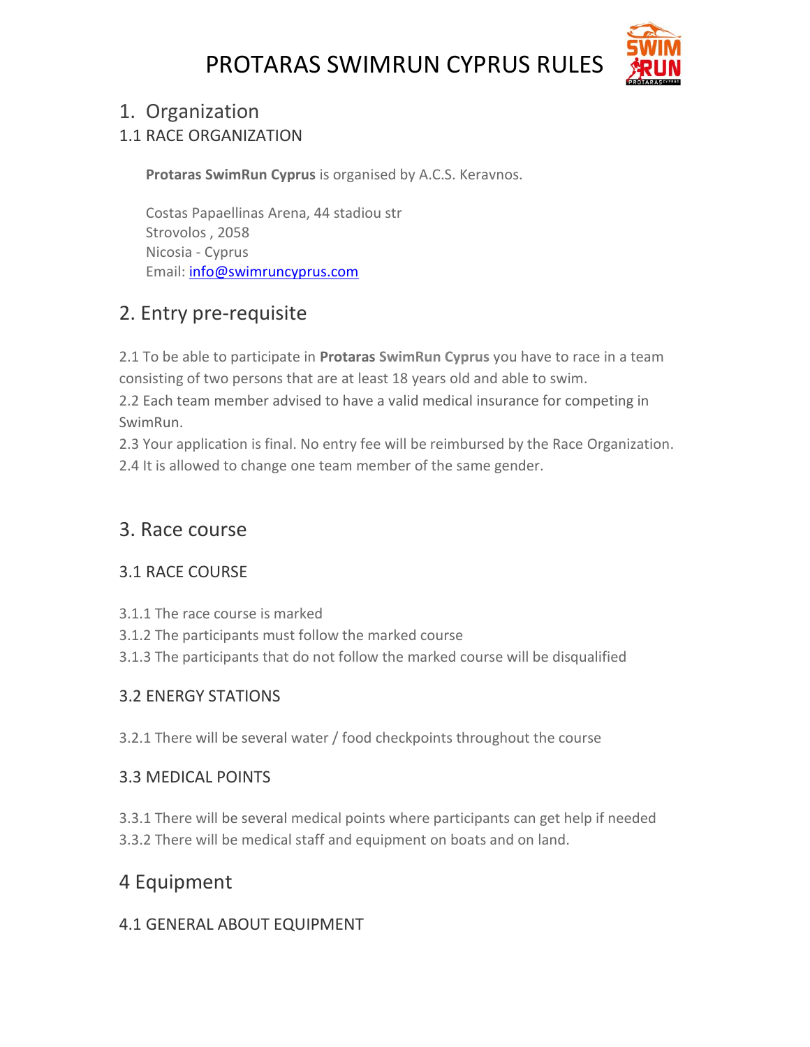# PROTARAS SWIMRUN CYPRUS RULES

## 1. Organization

### 1.1 RACE ORGANIZATION

**Protaras SwimRun Cyprus** is organised by A.C.S. Keravnos.

Costas Papaellinas Arena, 44 stadiou str
Strovolos , 2058
Nicosia - Cyprus
Email: info@swimruncyprus.com

## 2. Entry pre-requisite

2.1 To be able to participate in **Protaras SwimRun Cyprus** you have to race in a team consisting of two persons that are at least 18 years old and able to swim.
2.2 Each team member advised to have a valid medical insurance for competing in SwimRun.
2.3 Your application is final. No entry fee will be reimbursed by the Race Organization.
2.4 It is allowed to change one team member of the same gender.

## 3. Race course

### 3.1 RACE COURSE

3.1.1 The race course is marked
3.1.2 The participants must follow the marked course
3.1.3 The participants that do not follow the marked course will be disqualified

### 3.2 ENERGY STATIONS

3.2.1 There will be several water / food checkpoints throughout the course

### 3.3 MEDICAL POINTS

3.3.1 There will be several medical points where participants can get help if needed
3.3.2 There will be medical staff and equipment on boats and on land.

## 4 Equipment

### 4.1 GENERAL ABOUT EQUIPMENT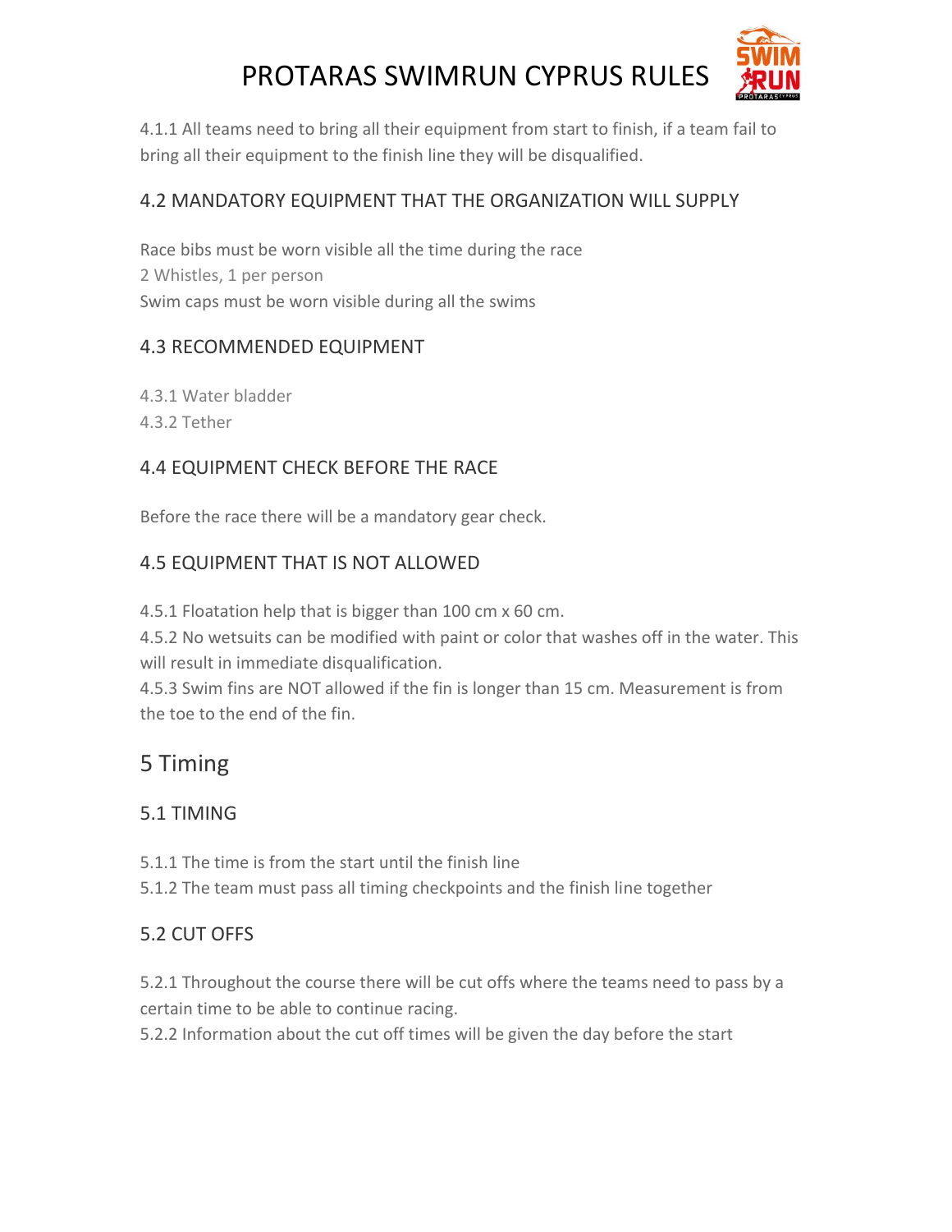4.1.1 All teams need to bring all their equipment from start to finish, if a team fail to bring all their equipment to the finish line they will be disqualified.

### 4.2 MANDATORY EQUIPMENT THAT THE ORGANIZATION WILL SUPPLY

Race bibs must be worn visible all the time during the race
2 Whistles, 1 per person
Swim caps must be worn visible during all the swims

### 4.3 RECOMMENDED EQUIPMENT

4.3.1 Water bladder
4.3.2 Tether

### 4.4 EQUIPMENT CHECK BEFORE THE RACE

Before the race there will be a mandatory gear check.

### 4.5 EQUIPMENT THAT IS NOT ALLOWED

4.5.1 Floatation help that is bigger than 100 cm x 60 cm.
4.5.2 No wetsuits can be modified with paint or color that washes off in the water. This will result in immediate disqualification.
4.5.3 Swim fins are NOT allowed if the fin is longer than 15 cm. Measurement is from the toe to the end of the fin.

## 5 Timing

### 5.1 TIMING

5.1.1 The time is from the start until the finish line
5.1.2 The team must pass all timing checkpoints and the finish line together

### 5.2 CUT OFFS

5.2.1 Throughout the course there will be cut offs where the teams need to pass by a certain time to be able to continue racing.
5.2.2 Information about the cut off times will be given the day before the start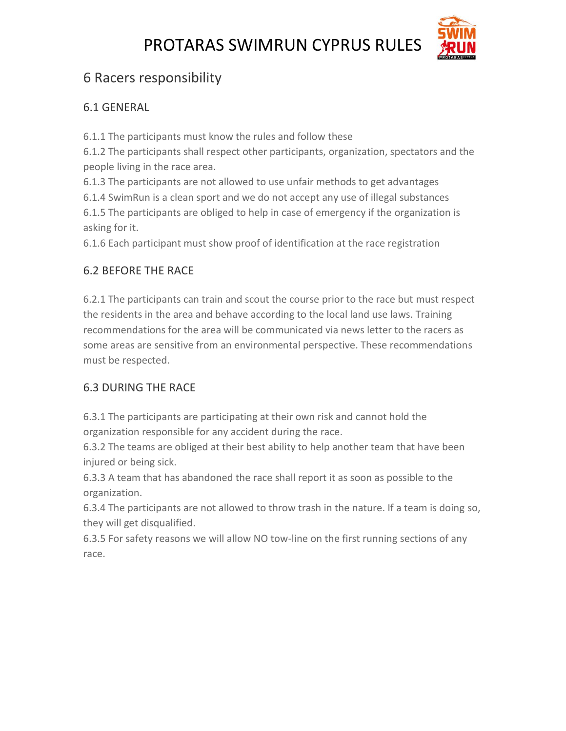## 6 Racers responsibility

### 6.1 GENERAL

6.1.1 The participants must know the rules and follow these
6.1.2 The participants shall respect other participants, organization, spectators and the people living in the race area.
6.1.3 The participants are not allowed to use unfair methods to get advantages
6.1.4 SwimRun is a clean sport and we do not accept any use of illegal substances
6.1.5 The participants are obliged to help in case of emergency if the organization is asking for it.
6.1.6 Each participant must show proof of identification at the race registration

### 6.2 BEFORE THE RACE

6.2.1 The participants can train and scout the course prior to the race but must respect the residents in the area and behave according to the local land use laws. Training recommendations for the area will be communicated via news letter to the racers as some areas are sensitive from an environmental perspective. These recommendations must be respected.

### 6.3 DURING THE RACE

6.3.1 The participants are participating at their own risk and cannot hold the organization responsible for any accident during the race.
6.3.2 The teams are obliged at their best ability to help another team that have been injured or being sick.
6.3.3 A team that has abandoned the race shall report it as soon as possible to the organization.
6.3.4 The participants are not allowed to throw trash in the nature. If a team is doing so, they will get disqualified.
6.3.5 For safety reasons we will allow NO tow-line on the first running sections of any race.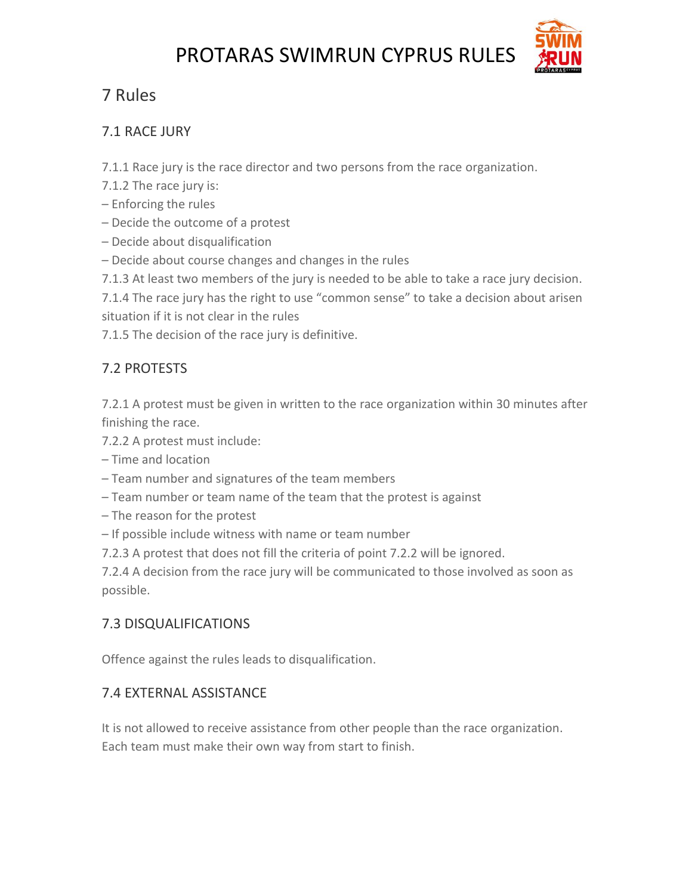# 7 Rules

## 7.1 RACE JURY

7.1.1 Race jury is the race director and two persons from the race organization.
7.1.2 The race jury is:
– Enforcing the rules
– Decide the outcome of a protest
– Decide about disqualification
– Decide about course changes and changes in the rules
7.1.3 At least two members of the jury is needed to be able to take a race jury decision.
7.1.4 The race jury has the right to use "common sense" to take a decision about arisen situation if it is not clear in the rules
7.1.5 The decision of the race jury is definitive.

## 7.2 PROTESTS

7.2.1 A protest must be given in written to the race organization within 30 minutes after finishing the race.
7.2.2 A protest must include:
– Time and location
– Team number and signatures of the team members
– Team number or team name of the team that the protest is against
– The reason for the protest
– If possible include witness with name or team number
7.2.3 A protest that does not fill the criteria of point 7.2.2 will be ignored.
7.2.4 A decision from the race jury will be communicated to those involved as soon as possible.

## 7.3 DISQUALIFICATIONS

Offence against the rules leads to disqualification.

## 7.4 EXTERNAL ASSISTANCE

It is not allowed to receive assistance from other people than the race organization. Each team must make their own way from start to finish.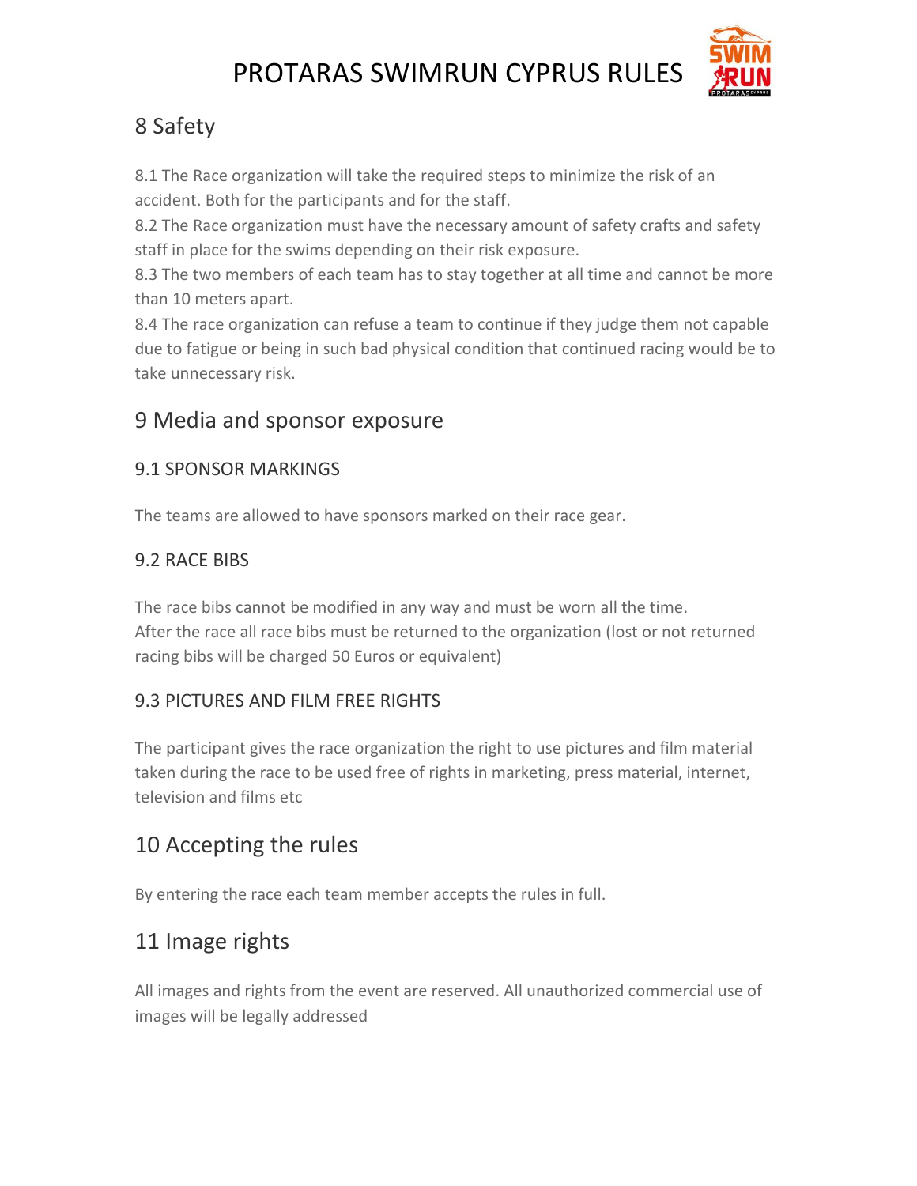## 8 Safety

8.1 The Race organization will take the required steps to minimize the risk of an accident. Both for the participants and for the staff.
8.2 The Race organization must have the necessary amount of safety crafts and safety staff in place for the swims depending on their risk exposure.
8.3 The two members of each team has to stay together at all time and cannot be more than 10 meters apart.
8.4 The race organization can refuse a team to continue if they judge them not capable due to fatigue or being in such bad physical condition that continued racing would be to take unnecessary risk.

## 9 Media and sponsor exposure

### 9.1 SPONSOR MARKINGS

The teams are allowed to have sponsors marked on their race gear.

### 9.2 RACE BIBS

The race bibs cannot be modified in any way and must be worn all the time.
After the race all race bibs must be returned to the organization (lost or not returned racing bibs will be charged 50 Euros or equivalent)

### 9.3 PICTURES AND FILM FREE RIGHTS

The participant gives the race organization the right to use pictures and film material taken during the race to be used free of rights in marketing, press material, internet, television and films etc

## 10 Accepting the rules

By entering the race each team member accepts the rules in full.

## 11 Image rights

All images and rights from the event are reserved. All unauthorized commercial use of images will be legally addressed